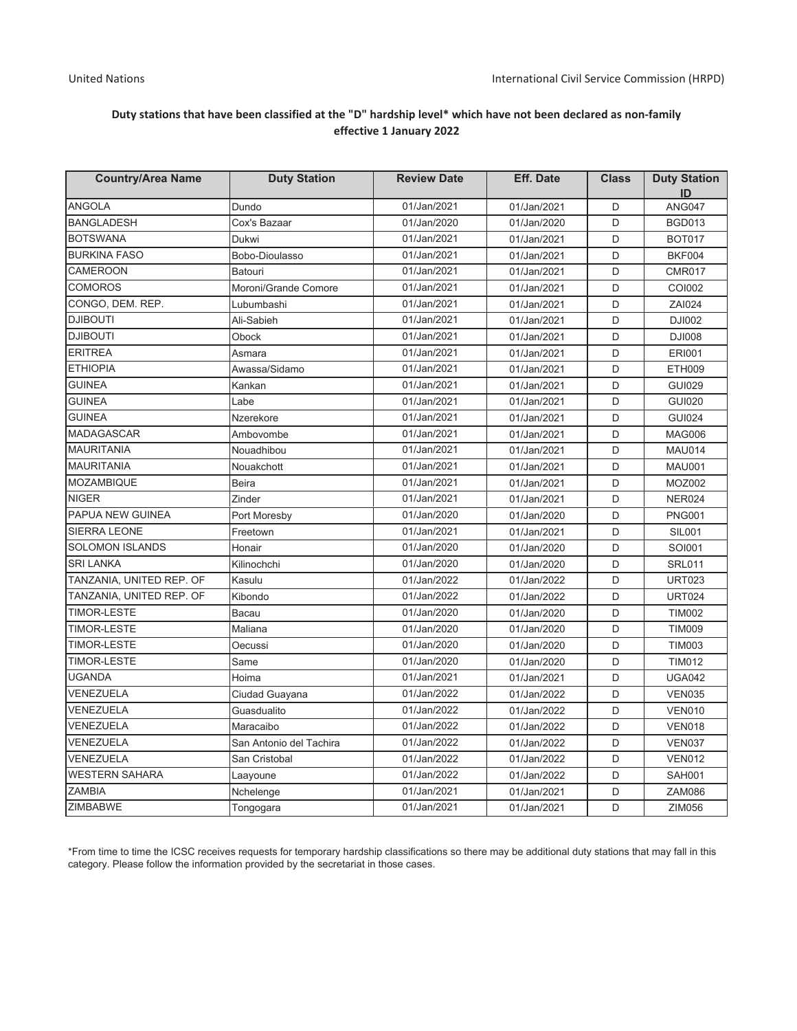United Nations | International Civil Service Commission (HRPD)

**Duty stations that have been classified at the "D" hardship level* which have not been declared as non-family effective 1 January 2022**

| Country/Area Name | Duty Station | Review Date | Eff. Date | Class | Duty Station ID |
|---|---|---|---|---|---|
| ANGOLA | Dundo | 01/Jan/2021 | 01/Jan/2021 | D | ANG047 |
| BANGLADESH | Cox's Bazaar | 01/Jan/2020 | 01/Jan/2020 | D | BGD013 |
| BOTSWANA | Dukwi | 01/Jan/2021 | 01/Jan/2021 | D | BOT017 |
| BURKINA FASO | Bobo-Dioulasso | 01/Jan/2021 | 01/Jan/2021 | D | BKF004 |
| CAMEROON | Batouri | 01/Jan/2021 | 01/Jan/2021 | D | CMR017 |
| COMOROS | Moroni/Grande Comore | 01/Jan/2021 | 01/Jan/2021 | D | COI002 |
| CONGO, DEM. REP. | Lubumbashi | 01/Jan/2021 | 01/Jan/2021 | D | ZAI024 |
| DJIBOUTI | Ali-Sabieh | 01/Jan/2021 | 01/Jan/2021 | D | DJI002 |
| DJIBOUTI | Obock | 01/Jan/2021 | 01/Jan/2021 | D | DJI008 |
| ERITREA | Asmara | 01/Jan/2021 | 01/Jan/2021 | D | ERI001 |
| ETHIOPIA | Awassa/Sidamo | 01/Jan/2021 | 01/Jan/2021 | D | ETH009 |
| GUINEA | Kankan | 01/Jan/2021 | 01/Jan/2021 | D | GUI029 |
| GUINEA | Labe | 01/Jan/2021 | 01/Jan/2021 | D | GUI020 |
| GUINEA | Nzerekore | 01/Jan/2021 | 01/Jan/2021 | D | GUI024 |
| MADAGASCAR | Ambovombe | 01/Jan/2021 | 01/Jan/2021 | D | MAG006 |
| MAURITANIA | Nouadhibou | 01/Jan/2021 | 01/Jan/2021 | D | MAU014 |
| MAURITANIA | Nouakchott | 01/Jan/2021 | 01/Jan/2021 | D | MAU001 |
| MOZAMBIQUE | Beira | 01/Jan/2021 | 01/Jan/2021 | D | MOZ002 |
| NIGER | Zinder | 01/Jan/2021 | 01/Jan/2021 | D | NER024 |
| PAPUA NEW GUINEA | Port Moresby | 01/Jan/2020 | 01/Jan/2020 | D | PNG001 |
| SIERRA LEONE | Freetown | 01/Jan/2021 | 01/Jan/2021 | D | SIL001 |
| SOLOMON ISLANDS | Honair | 01/Jan/2020 | 01/Jan/2020 | D | SOI001 |
| SRI LANKA | Kilinochchi | 01/Jan/2020 | 01/Jan/2020 | D | SRL011 |
| TANZANIA, UNITED REP. OF | Kasulu | 01/Jan/2022 | 01/Jan/2022 | D | URT023 |
| TANZANIA, UNITED REP. OF | Kibondo | 01/Jan/2022 | 01/Jan/2022 | D | URT024 |
| TIMOR-LESTE | Bacau | 01/Jan/2020 | 01/Jan/2020 | D | TIM002 |
| TIMOR-LESTE | Maliana | 01/Jan/2020 | 01/Jan/2020 | D | TIM009 |
| TIMOR-LESTE | Oecussi | 01/Jan/2020 | 01/Jan/2020 | D | TIM003 |
| TIMOR-LESTE | Same | 01/Jan/2020 | 01/Jan/2020 | D | TIM012 |
| UGANDA | Hoima | 01/Jan/2021 | 01/Jan/2021 | D | UGA042 |
| VENEZUELA | Ciudad Guayana | 01/Jan/2022 | 01/Jan/2022 | D | VEN035 |
| VENEZUELA | Guasdualito | 01/Jan/2022 | 01/Jan/2022 | D | VEN010 |
| VENEZUELA | Maracaibo | 01/Jan/2022 | 01/Jan/2022 | D | VEN018 |
| VENEZUELA | San Antonio del Tachira | 01/Jan/2022 | 01/Jan/2022 | D | VEN037 |
| VENEZUELA | San Cristobal | 01/Jan/2022 | 01/Jan/2022 | D | VEN012 |
| WESTERN SAHARA | Laayoune | 01/Jan/2022 | 01/Jan/2022 | D | SAH001 |
| ZAMBIA | Nchelenge | 01/Jan/2021 | 01/Jan/2021 | D | ZAM086 |
| ZIMBABWE | Tongogara | 01/Jan/2021 | 01/Jan/2021 | D | ZIM056 |

*From time to time the ICSC receives requests for temporary hardship classifications so there may be additional duty stations that may fall in this category. Please follow the information provided by the secretariat in those cases.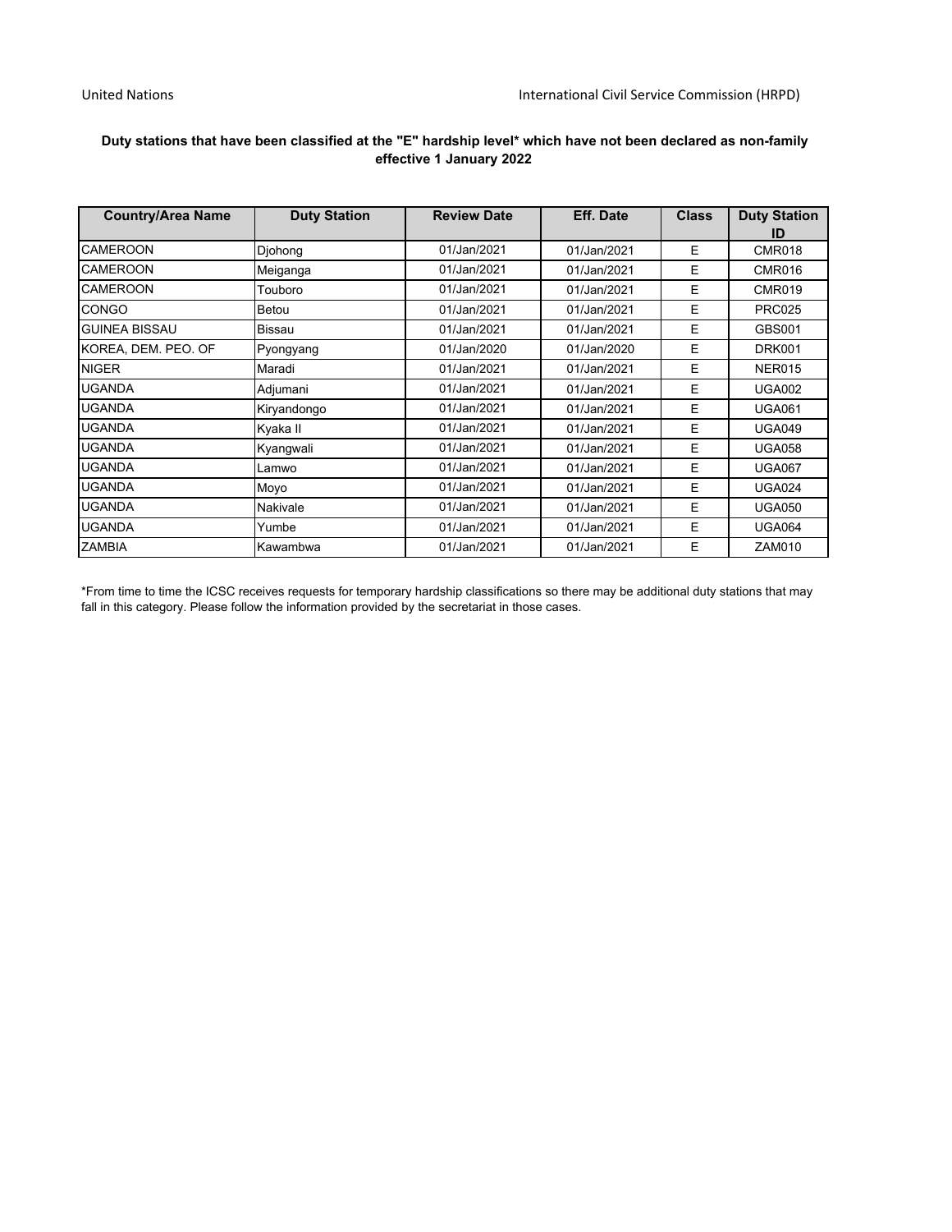United Nations

International Civil Service Commission (HRPD)

**Duty stations that have been classified at the "E" hardship level* which have not been declared as non-family effective 1 January 2022**

| Country/Area Name | Duty Station | Review Date | Eff. Date | Class | Duty Station ID |
|---|---|---|---|---|---|
| CAMEROON | Djohong | 01/Jan/2021 | 01/Jan/2021 | E | CMR018 |
| CAMEROON | Meiganga | 01/Jan/2021 | 01/Jan/2021 | E | CMR016 |
| CAMEROON | Touboro | 01/Jan/2021 | 01/Jan/2021 | E | CMR019 |
| CONGO | Betou | 01/Jan/2021 | 01/Jan/2021 | E | PRC025 |
| GUINEA BISSAU | Bissau | 01/Jan/2021 | 01/Jan/2021 | E | GBS001 |
| KOREA, DEM. PEO. OF | Pyongyang | 01/Jan/2020 | 01/Jan/2020 | E | DRK001 |
| NIGER | Maradi | 01/Jan/2021 | 01/Jan/2021 | E | NER015 |
| UGANDA | Adjumani | 01/Jan/2021 | 01/Jan/2021 | E | UGA002 |
| UGANDA | Kiryandongo | 01/Jan/2021 | 01/Jan/2021 | E | UGA061 |
| UGANDA | Kyaka II | 01/Jan/2021 | 01/Jan/2021 | E | UGA049 |
| UGANDA | Kyangwali | 01/Jan/2021 | 01/Jan/2021 | E | UGA058 |
| UGANDA | Lamwo | 01/Jan/2021 | 01/Jan/2021 | E | UGA067 |
| UGANDA | Moyo | 01/Jan/2021 | 01/Jan/2021 | E | UGA024 |
| UGANDA | Nakivale | 01/Jan/2021 | 01/Jan/2021 | E | UGA050 |
| UGANDA | Yumbe | 01/Jan/2021 | 01/Jan/2021 | E | UGA064 |
| ZAMBIA | Kawambwa | 01/Jan/2021 | 01/Jan/2021 | E | ZAM010 |

*From time to time the ICSC receives requests for temporary hardship classifications so there may be additional duty stations that may fall in this category. Please follow the information provided by the secretariat in those cases.